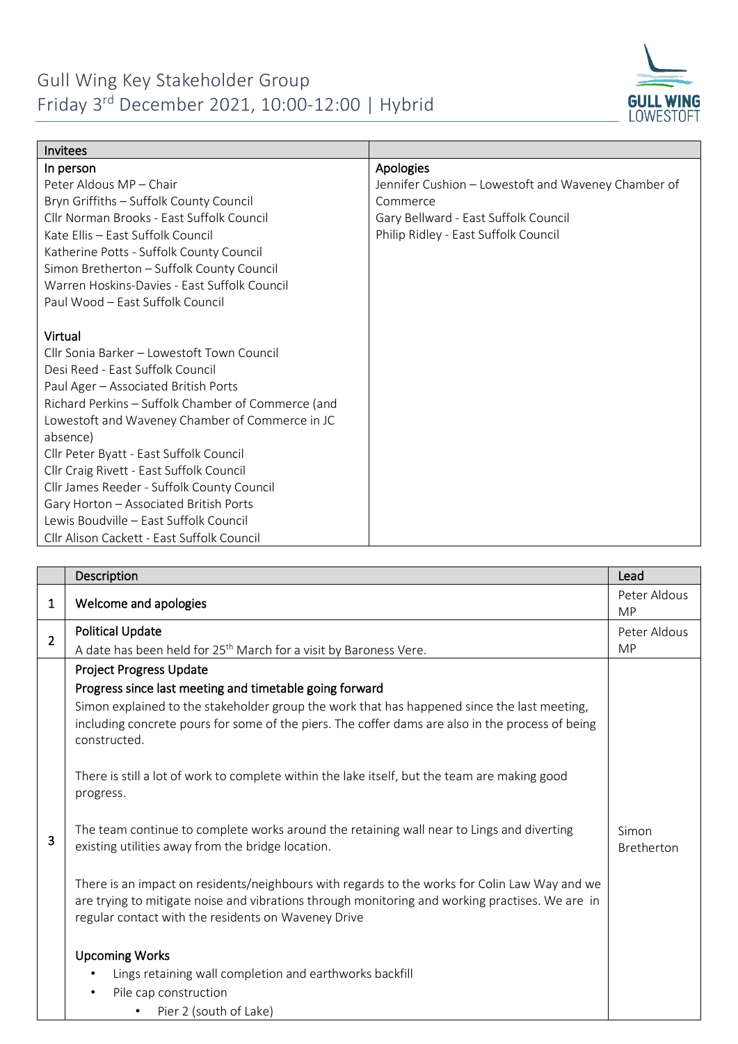# Gull Wing Key Stakeholder Group
Friday 3rd December 2021, 10:00-12:00 | Hybrid

| Invitees | |
|---|---|
| **In person**<br>Peter Aldous MP – Chair<br>Bryn Griffiths – Suffolk County Council<br>Cllr Norman Brooks - East Suffolk Council<br>Kate Ellis – East Suffolk Council<br>Katherine Potts - Suffolk County Council<br>Simon Bretherton – Suffolk County Council<br>Warren Hoskins-Davies - East Suffolk Council<br>Paul Wood – East Suffolk Council<br><br>**Virtual**<br>Cllr Sonia Barker – Lowestoft Town Council<br>Desi Reed - East Suffolk Council<br>Paul Ager – Associated British Ports<br>Richard Perkins – Suffolk Chamber of Commerce (and Lowestoft and Waveney Chamber of Commerce in JC absence)<br>Cllr Peter Byatt - East Suffolk Council<br>Cllr Craig Rivett - East Suffolk Council<br>Cllr James Reeder - Suffolk County Council<br>Gary Horton – Associated British Ports<br>Lewis Boudville – East Suffolk Council<br>Cllr Alison Cackett - East Suffolk Council | **Apologies**<br>Jennifer Cushion – Lowestoft and Waveney Chamber of Commerce<br>Gary Bellward - East Suffolk Council<br>Philip Ridley - East Suffolk Council |

| | Description | Lead |
|---|---|---|
| 1 | **Welcome and apologies** | Peter Aldous MP |
| 2 | **Political Update**<br>A date has been held for 25th March for a visit by Baroness Vere. | Peter Aldous MP |
| 3 | **Project Progress Update**<br>**Progress since last meeting and timetable going forward**<br>Simon explained to the stakeholder group the work that has happened since the last meeting, including concrete pours for some of the piers. The coffer dams are also in the process of being constructed.<br><br>There is still a lot of work to complete within the lake itself, but the team are making good progress.<br><br>The team continue to complete works around the retaining wall near to Lings and diverting existing utilities away from the bridge location.<br><br>There is an impact on residents/neighbours with regards to the works for Colin Law Way and we are trying to mitigate noise and vibrations through monitoring and working practises. We are in regular contact with the residents on Waveney Drive<br><br>**Upcoming Works**<br>• Lings retaining wall completion and earthworks backfill<br>• Pile cap construction<br>&nbsp;&nbsp;&nbsp;&nbsp;• Pier 2 (south of Lake) | Simon Bretherton |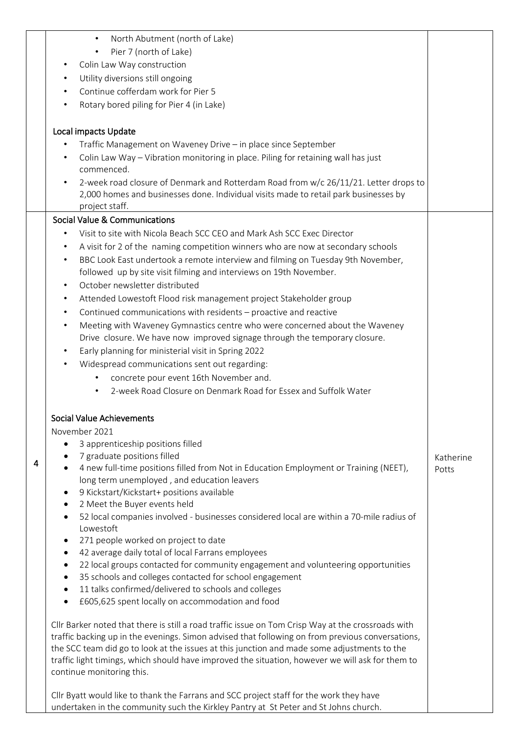| | | |
|---|---|---|
| | • North Abutment (north of Lake)<br>• Pier 7 (north of Lake)<br>• Colin Law Way construction<br>• Utility diversions still ongoing<br>• Continue cofferdam work for Pier 5<br>• Rotary bored piling for Pier 4 (in Lake)<br><br>**Local impacts Update**<br>• Traffic Management on Waveney Drive – in place since September<br>• Colin Law Way – Vibration monitoring in place. Piling for retaining wall has just commenced.<br>• 2-week road closure of Denmark and Rotterdam Road from w/c 26/11/21. Letter drops to 2,000 homes and businesses done. Individual visits made to retail park businesses by project staff. | |
| 4 | **Social Value & Communications**<br>• Visit to site with Nicola Beach SCC CEO and Mark Ash SCC Exec Director<br>• A visit for 2 of the naming competition winners who are now at secondary schools<br>• BBC Look East undertook a remote interview and filming on Tuesday 9th November, followed up by site visit filming and interviews on 19th November.<br>• October newsletter distributed<br>• Attended Lowestoft Flood risk management project Stakeholder group<br>• Continued communications with residents – proactive and reactive<br>• Meeting with Waveney Gymnastics centre who were concerned about the Waveney Drive closure. We have now improved signage through the temporary closure.<br>• Early planning for ministerial visit in Spring 2022<br>• Widespread communications sent out regarding:<br>&nbsp;&nbsp;• concrete pour event 16th November and.<br>&nbsp;&nbsp;• 2-week Road Closure on Denmark Road for Essex and Suffolk Water<br><br>**Social Value Achievements**<br>November 2021<br>• 3 apprenticeship positions filled<br>• 7 graduate positions filled<br>• 4 new full-time positions filled from Not in Education Employment or Training (NEET), long term unemployed , and education leavers<br>• 9 Kickstart/Kickstart+ positions available<br>• 2 Meet the Buyer events held<br>• 52 local companies involved - businesses considered local are within a 70-mile radius of Lowestoft<br>• 271 people worked on project to date<br>• 42 average daily total of local Farrans employees<br>• 22 local groups contacted for community engagement and volunteering opportunities<br>• 35 schools and colleges contacted for school engagement<br>• 11 talks confirmed/delivered to schools and colleges<br>• £605,625 spent locally on accommodation and food<br><br>Cllr Barker noted that there is still a road traffic issue on Tom Crisp Way at the crossroads with traffic backing up in the evenings. Simon advised that following on from previous conversations, the SCC team did go to look at the issues at this junction and made some adjustments to the traffic light timings, which should have improved the situation, however we will ask for them to continue monitoring this.<br><br>Cllr Byatt would like to thank the Farrans and SCC project staff for the work they have undertaken in the community such the Kirkley Pantry at St Peter and St Johns church. | Katherine Potts |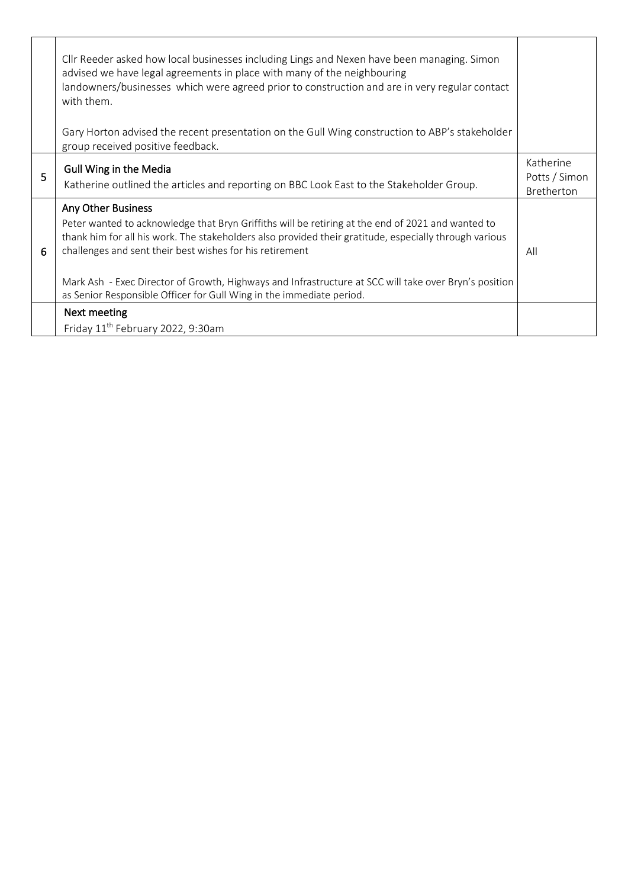| | | |
|---|---|---|
| | Cllr Reeder asked how local businesses including Lings and Nexen have been managing. Simon advised we have legal agreements in place with many of the neighbouring landowners/businesses which were agreed prior to construction and are in very regular contact with them.<br><br>Gary Horton advised the recent presentation on the Gull Wing construction to ABP's stakeholder group received positive feedback. | |
| 5 | **Gull Wing in the Media**<br>Katherine outlined the articles and reporting on BBC Look East to the Stakeholder Group. | Katherine Potts / Simon Bretherton |
| 6 | **Any Other Business**<br>Peter wanted to acknowledge that Bryn Griffiths will be retiring at the end of 2021 and wanted to thank him for all his work. The stakeholders also provided their gratitude, especially through various challenges and sent their best wishes for his retirement<br><br>Mark Ash - Exec Director of Growth, Highways and Infrastructure at SCC will take over Bryn's position as Senior Responsible Officer for Gull Wing in the immediate period. | All |
| | **Next meeting**<br>Friday 11th February 2022, 9:30am | |